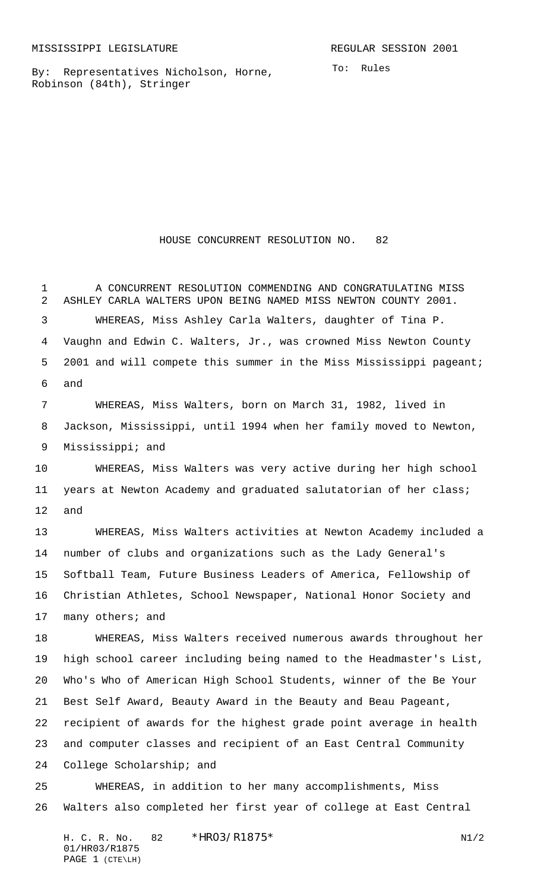MISSISSIPPI LEGISLATURE REGULAR SESSION 2001

By: Representatives Nicholson, Horne, Robinson (84th), Stringer

To: Rules

# HOUSE CONCURRENT RESOLUTION NO. 82

A CONCURRENT RESOLUTION COMMENDING AND CONGRATULATING MISS ASHLEY CARLA WALTERS UPON BEING NAMED MISS NEWTON COUNTY 2001.

WHEREAS, Miss Ashley Carla Walters, daughter of Tina P. Vaughn and Edwin C. Walters, Jr., was crowned Miss Newton County 2001 and will compete this summer in the Miss Mississippi pageant; and

WHEREAS, Miss Walters, born on March 31, 1982, lived in Jackson, Mississippi, until 1994 when her family moved to Newton, Mississippi; and

WHEREAS, Miss Walters was very active during her high school years at Newton Academy and graduated salutatorian of her class; and

WHEREAS, Miss Walters activities at Newton Academy included a number of clubs and organizations such as the Lady General's Softball Team, Future Business Leaders of America, Fellowship of Christian Athletes, School Newspaper, National Honor Society and many others; and

WHEREAS, Miss Walters received numerous awards throughout her high school career including being named to the Headmaster's List, Who's Who of American High School Students, winner of the Be Your Best Self Award, Beauty Award in the Beauty and Beau Pageant, recipient of awards for the highest grade point average in health and computer classes and recipient of an East Central Community College Scholarship; and

WHEREAS, in addition to her many accomplishments, Miss Walters also completed her first year of college at East Central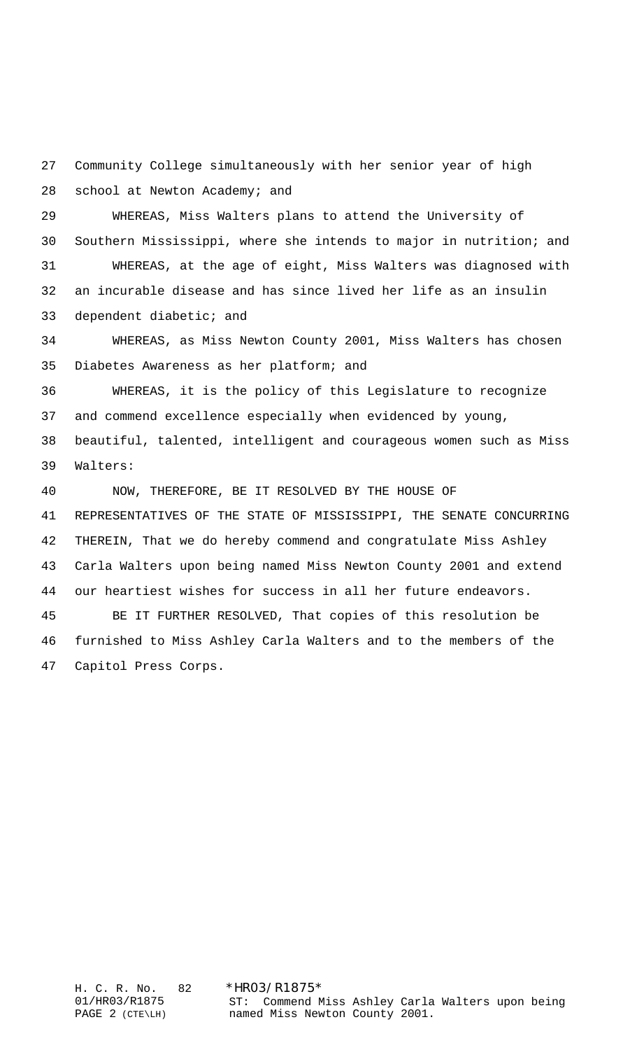Community College simultaneously with her senior year of high school at Newton Academy; and

WHEREAS, Miss Walters plans to attend the University of Southern Mississippi, where she intends to major in nutrition; and

WHEREAS, at the age of eight, Miss Walters was diagnosed with an incurable disease and has since lived her life as an insulin dependent diabetic; and

WHEREAS, as Miss Newton County 2001, Miss Walters has chosen Diabetes Awareness as her platform; and

WHEREAS, it is the policy of this Legislature to recognize and commend excellence especially when evidenced by young, beautiful, talented, intelligent and courageous women such as Miss Walters:

NOW, THEREFORE, BE IT RESOLVED BY THE HOUSE OF REPRESENTATIVES OF THE STATE OF MISSISSIPPI, THE SENATE CONCURRING THEREIN, That we do hereby commend and congratulate Miss Ashley Carla Walters upon being named Miss Newton County 2001 and extend our heartiest wishes for success in all her future endeavors.

BE IT FURTHER RESOLVED, That copies of this resolution be furnished to Miss Ashley Carla Walters and to the members of the Capitol Press Corps.